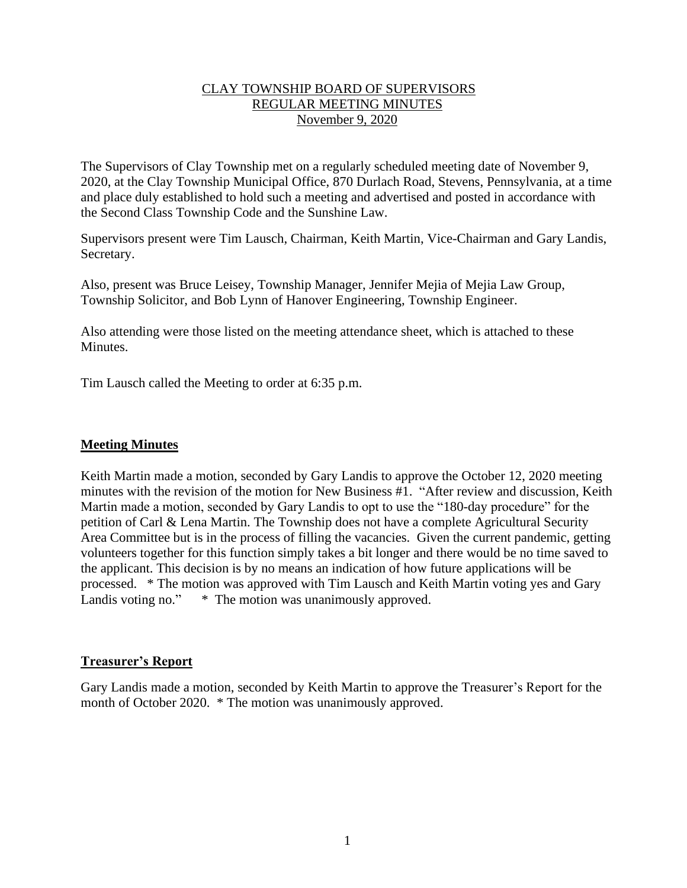CLAY TOWNSHIP BOARD OF SUPERVISORS
REGULAR MEETING MINUTES
November 9, 2020

The Supervisors of Clay Township met on a regularly scheduled meeting date of November 9, 2020, at the Clay Township Municipal Office, 870 Durlach Road, Stevens, Pennsylvania, at a time and place duly established to hold such a meeting and advertised and posted in accordance with the Second Class Township Code and the Sunshine Law.

Supervisors present were Tim Lausch, Chairman, Keith Martin, Vice-Chairman and Gary Landis, Secretary.

Also, present was Bruce Leisey, Township Manager, Jennifer Mejia of Mejia Law Group, Township Solicitor, and Bob Lynn of Hanover Engineering, Township Engineer.

Also attending were those listed on the meeting attendance sheet, which is attached to these Minutes.

Tim Lausch called the Meeting to order at 6:35 p.m.

**Meeting Minutes**

Keith Martin made a motion, seconded by Gary Landis to approve the October 12, 2020 meeting minutes with the revision of the motion for New Business #1. "After review and discussion, Keith Martin made a motion, seconded by Gary Landis to opt to use the "180-day procedure" for the petition of Carl & Lena Martin. The Township does not have a complete Agricultural Security Area Committee but is in the process of filling the vacancies. Given the current pandemic, getting volunteers together for this function simply takes a bit longer and there would be no time saved to the applicant. This decision is by no means an indication of how future applications will be processed. * The motion was approved with Tim Lausch and Keith Martin voting yes and Gary Landis voting no." * The motion was unanimously approved.

**Treasurer's Report**

Gary Landis made a motion, seconded by Keith Martin to approve the Treasurer's Report for the month of October 2020. * The motion was unanimously approved.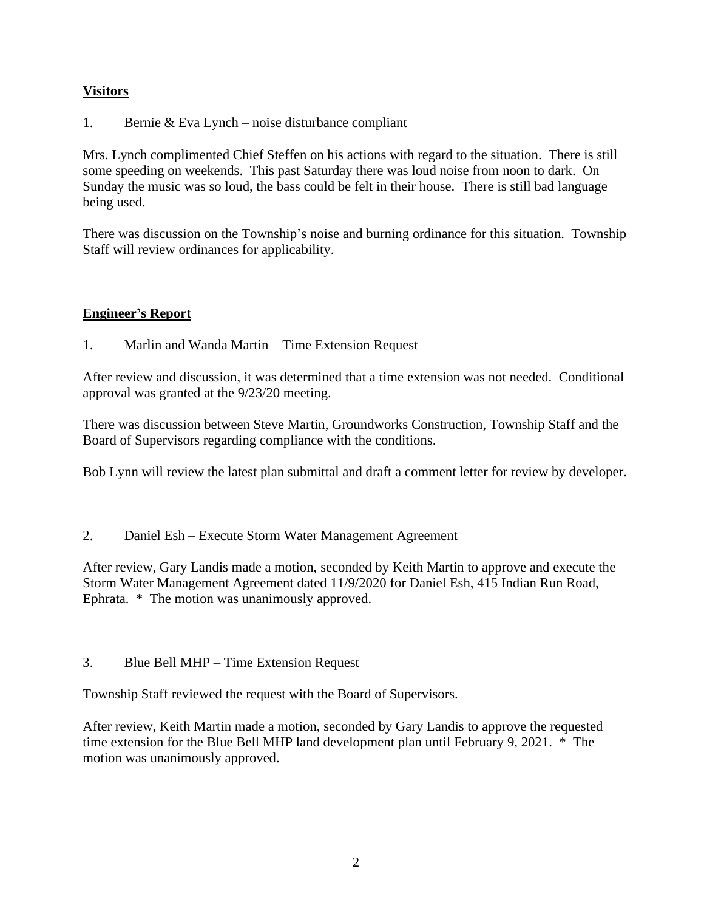## Visitors

1. Bernie & Eva Lynch – noise disturbance compliant

Mrs. Lynch complimented Chief Steffen on his actions with regard to the situation. There is still some speeding on weekends. This past Saturday there was loud noise from noon to dark. On Sunday the music was so loud, the bass could be felt in their house. There is still bad language being used.

There was discussion on the Township's noise and burning ordinance for this situation. Township Staff will review ordinances for applicability.

## Engineer's Report

1. Marlin and Wanda Martin – Time Extension Request

After review and discussion, it was determined that a time extension was not needed. Conditional approval was granted at the 9/23/20 meeting.

There was discussion between Steve Martin, Groundworks Construction, Township Staff and the Board of Supervisors regarding compliance with the conditions.

Bob Lynn will review the latest plan submittal and draft a comment letter for review by developer.

2. Daniel Esh – Execute Storm Water Management Agreement

After review, Gary Landis made a motion, seconded by Keith Martin to approve and execute the Storm Water Management Agreement dated 11/9/2020 for Daniel Esh, 415 Indian Run Road, Ephrata. * The motion was unanimously approved.

3. Blue Bell MHP – Time Extension Request

Township Staff reviewed the request with the Board of Supervisors.

After review, Keith Martin made a motion, seconded by Gary Landis to approve the requested time extension for the Blue Bell MHP land development plan until February 9, 2021. * The motion was unanimously approved.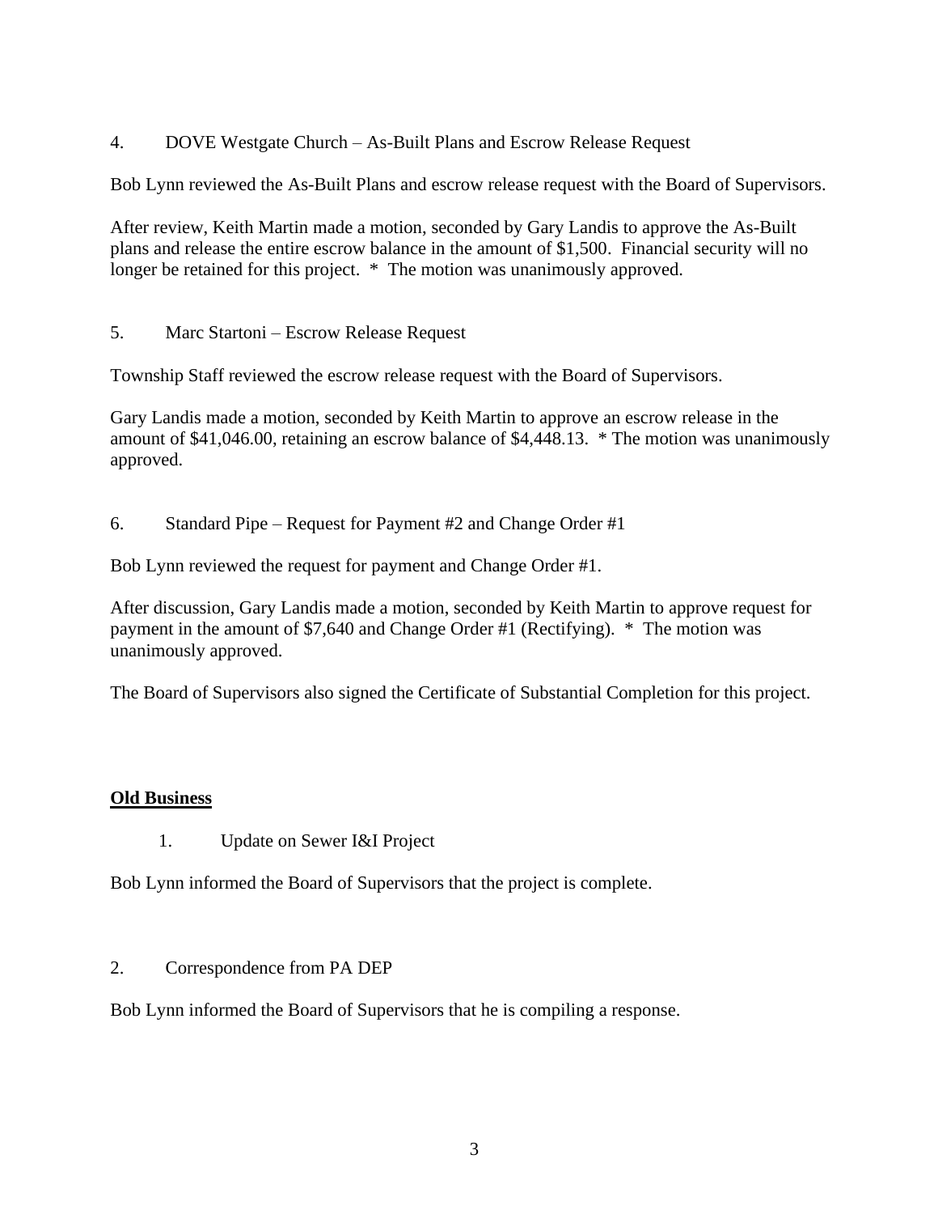4. DOVE Westgate Church – As-Built Plans and Escrow Release Request

Bob Lynn reviewed the As-Built Plans and escrow release request with the Board of Supervisors.

After review, Keith Martin made a motion, seconded by Gary Landis to approve the As-Built plans and release the entire escrow balance in the amount of $1,500. Financial security will no longer be retained for this project. * The motion was unanimously approved.

5. Marc Startoni – Escrow Release Request

Township Staff reviewed the escrow release request with the Board of Supervisors.

Gary Landis made a motion, seconded by Keith Martin to approve an escrow release in the amount of $41,046.00, retaining an escrow balance of $4,448.13. * The motion was unanimously approved.

6. Standard Pipe – Request for Payment #2 and Change Order #1

Bob Lynn reviewed the request for payment and Change Order #1.

After discussion, Gary Landis made a motion, seconded by Keith Martin to approve request for payment in the amount of $7,640 and Change Order #1 (Rectifying). * The motion was unanimously approved.

The Board of Supervisors also signed the Certificate of Substantial Completion for this project.

**Old Business**

1. Update on Sewer I&I Project

Bob Lynn informed the Board of Supervisors that the project is complete.

2. Correspondence from PA DEP

Bob Lynn informed the Board of Supervisors that he is compiling a response.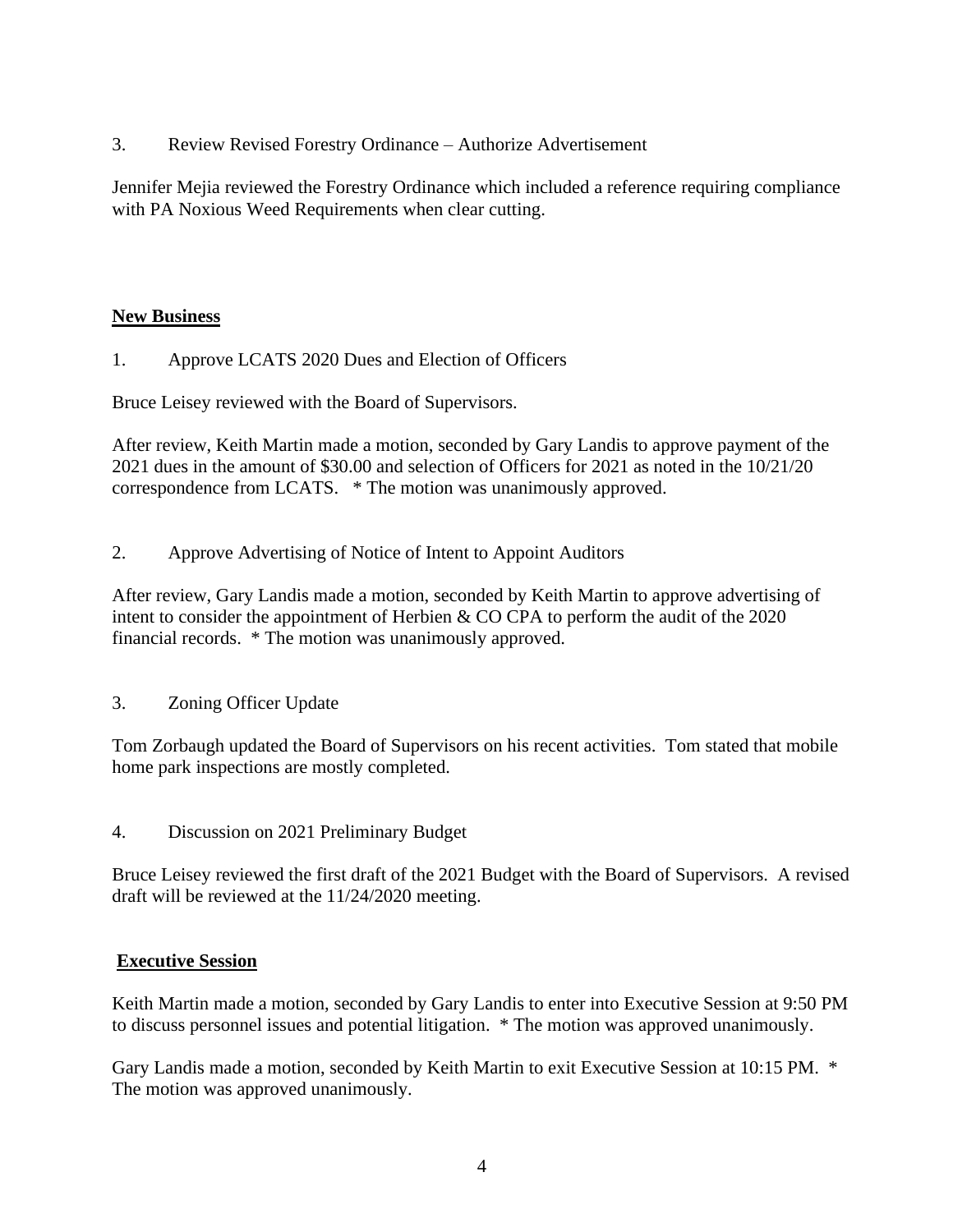3. Review Revised Forestry Ordinance – Authorize Advertisement

Jennifer Mejia reviewed the Forestry Ordinance which included a reference requiring compliance with PA Noxious Weed Requirements when clear cutting.

**New Business**

1. Approve LCATS 2020 Dues and Election of Officers

Bruce Leisey reviewed with the Board of Supervisors.

After review, Keith Martin made a motion, seconded by Gary Landis to approve payment of the 2021 dues in the amount of $30.00 and selection of Officers for 2021 as noted in the 10/21/20 correspondence from LCATS. * The motion was unanimously approved.

2. Approve Advertising of Notice of Intent to Appoint Auditors

After review, Gary Landis made a motion, seconded by Keith Martin to approve advertising of intent to consider the appointment of Herbien & CO CPA to perform the audit of the 2020 financial records. * The motion was unanimously approved.

3. Zoning Officer Update

Tom Zorbaugh updated the Board of Supervisors on his recent activities. Tom stated that mobile home park inspections are mostly completed.

4. Discussion on 2021 Preliminary Budget

Bruce Leisey reviewed the first draft of the 2021 Budget with the Board of Supervisors. A revised draft will be reviewed at the 11/24/2020 meeting.

**Executive Session**

Keith Martin made a motion, seconded by Gary Landis to enter into Executive Session at 9:50 PM to discuss personnel issues and potential litigation. * The motion was approved unanimously.

Gary Landis made a motion, seconded by Keith Martin to exit Executive Session at 10:15 PM. * The motion was approved unanimously.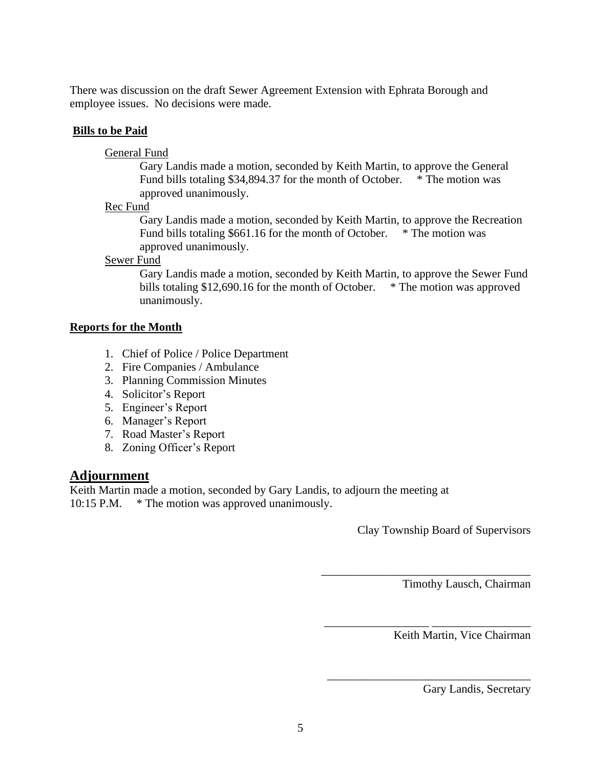There was discussion on the draft Sewer Agreement Extension with Ephrata Borough and employee issues. No decisions were made.

**Bills to be Paid**

General Fund

Gary Landis made a motion, seconded by Keith Martin, to approve the General Fund bills totaling $34,894.37 for the month of October. * The motion was approved unanimously.

Rec Fund

Gary Landis made a motion, seconded by Keith Martin, to approve the Recreation Fund bills totaling $661.16 for the month of October. * The motion was approved unanimously.

Sewer Fund

Gary Landis made a motion, seconded by Keith Martin, to approve the Sewer Fund bills totaling $12,690.16 for the month of October. * The motion was approved unanimously.

**Reports for the Month**

1. Chief of Police / Police Department
2. Fire Companies / Ambulance
3. Planning Commission Minutes
4. Solicitor's Report
5. Engineer's Report
6. Manager's Report
7. Road Master's Report
8. Zoning Officer's Report

## Adjournment

Keith Martin made a motion, seconded by Gary Landis, to adjourn the meeting at 10:15 P.M. * The motion was approved unanimously.

Clay Township Board of Supervisors

_____________________________________
Timothy Lausch, Chairman

_____________________________________
Keith Martin, Vice Chairman

_____________________________________
Gary Landis, Secretary